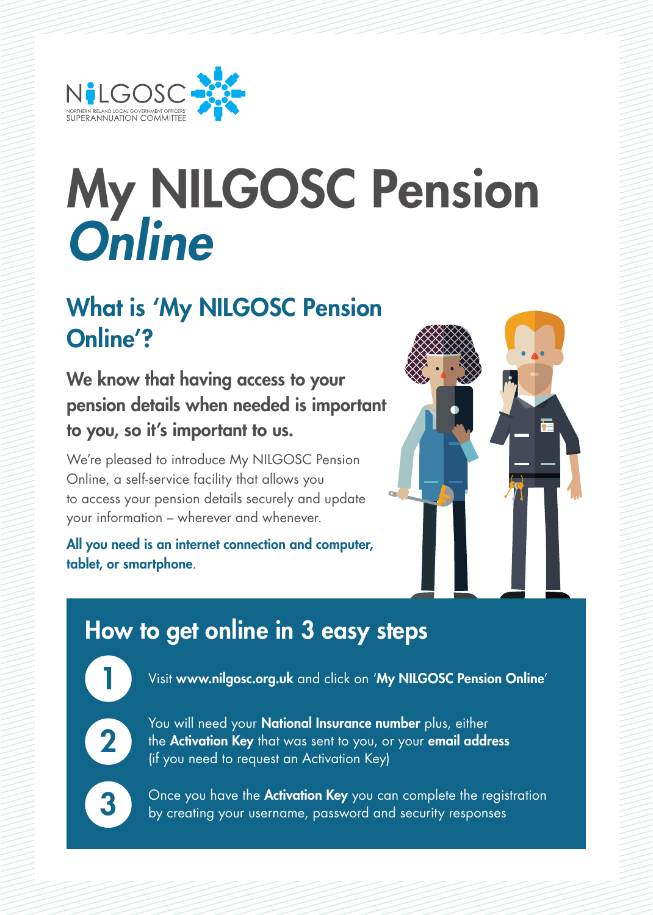NILGOSC
NORTHERN IRELAND LOCAL GOVERNMENT OFFICERS' SUPERANNUATION COMMITTEE

# My NILGOSC Pension *Online*

## What is 'My NILGOSC Pension Online'?

**We know that having access to your pension details when needed is important to you, so it's important to us.**

We're pleased to introduce My NILGOSC Pension Online, a self-service facility that allows you to access your pension details securely and update your information – wherever and whenever.

**All you need is an internet connection and computer, tablet, or smartphone**.

## How to get online in 3 easy steps

1. Visit **www.nilgosc.org.uk** and click on '**My NILGOSC Pension Online**'
2. You will need your **National Insurance number** plus, either the **Activation Key** that was sent to you, or your **email address** (if you need to request an Activation Key)
3. Once you have the **Activation Key** you can complete the registration by creating your username, password and security responses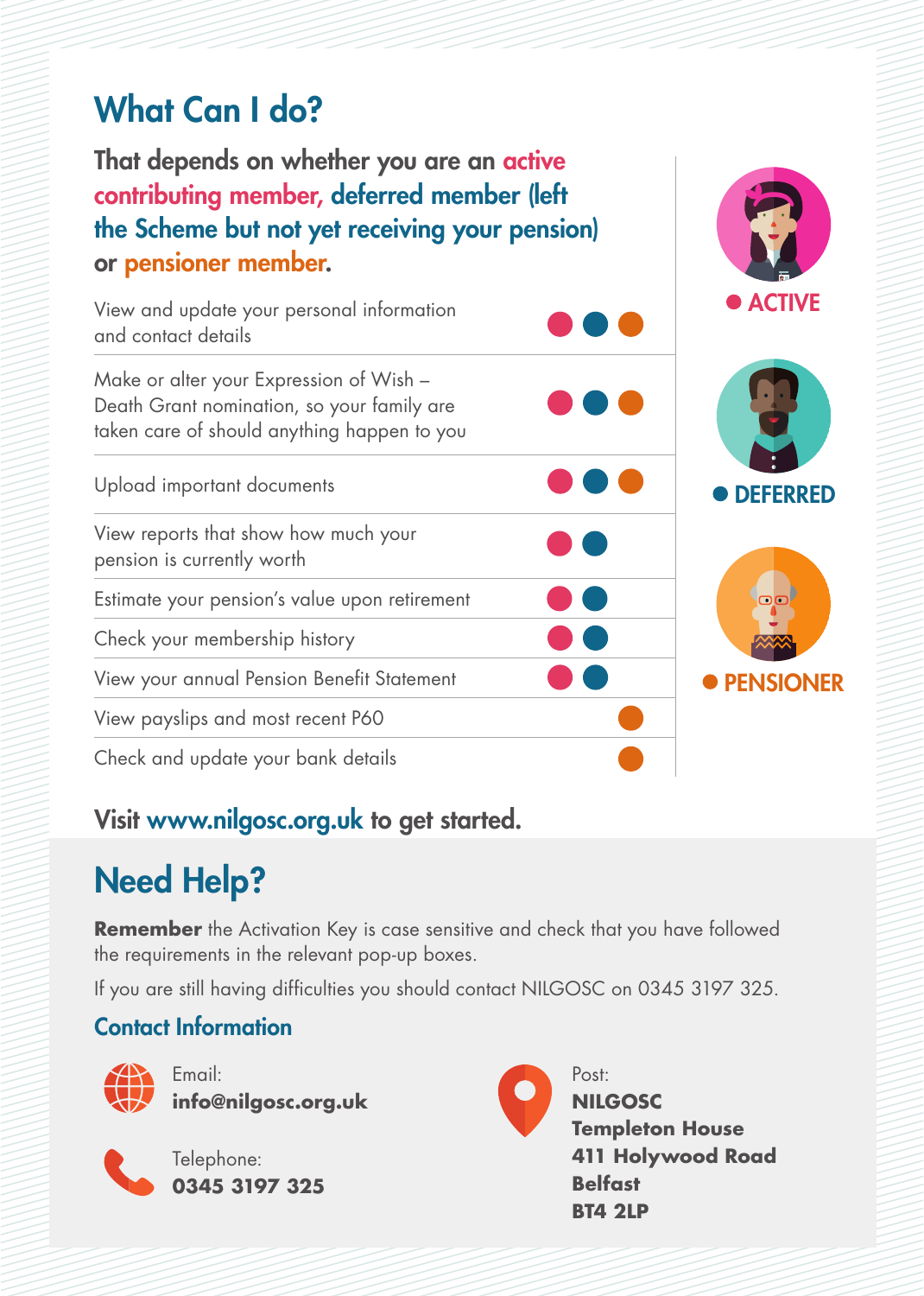# What Can I do?

**That depends on whether you are an active contributing member, deferred member (left the Scheme but not yet receiving your pension) or pensioner member.**

| | Active | Deferred | Pensioner |
|---|---|---|---|
| View and update your personal information and contact details | ● | ● | ● |
| Make or alter your Expression of Wish – Death Grant nomination, so your family are taken care of should anything happen to you | ● | ● | ● |
| Upload important documents | ● | ● | ● |
| View reports that show how much your pension is currently worth | ● | ● | |
| Estimate your pension's value upon retirement | ● | ● | |
| Check your membership history | ● | ● | |
| View your annual Pension Benefit Statement | ● | ● | |
| View payslips and most recent P60 | | | ● |
| Check and update your bank details | | | ● |

● ACTIVE

● DEFERRED

● PENSIONER

**Visit www.nilgosc.org.uk to get started.**

# Need Help?

**Remember** the Activation Key is case sensitive and check that you have followed the requirements in the relevant pop-up boxes.

If you are still having difficulties you should contact NILGOSC on 0345 3197 325.

## Contact Information

Email:
**info@nilgosc.org.uk**

Telephone:
**0345 3197 325**

Post:
**NILGOSC**
**Templeton House**
**411 Holywood Road**
**Belfast**
**BT4 2LP**